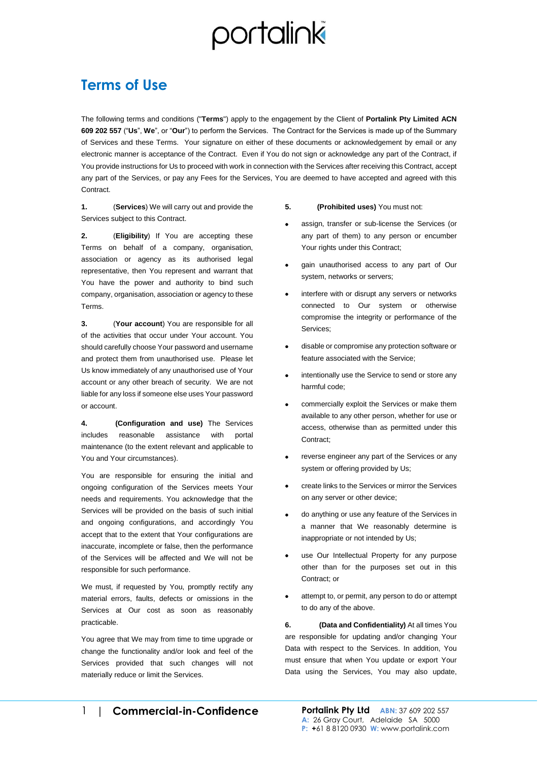# Terms of Use

The following terms and conditions ("**Terms**") apply to the engagement by the Client of **Portalink Pty Limited ACN 609 202 557** ("**Us**", **We**", or "**Our**") to perform the Services. The Contract for the Services is made up of the Summary of Services and these Terms. Your signature on either of these documents or acknowledgement by email or any electronic manner is acceptance of the Contract. Even if You do not sign or acknowledge any part of the Contract, if You provide instructions for Us to proceed with work in connection with the Services after receiving this Contract, accept any part of the Services, or pay any Fees for the Services, You are deemed to have accepted and agreed with this Contract.

**1.** (**Services**) We will carry out and provide the Services subject to this Contract.

**2.** (**Eligibility**) If You are accepting these Terms on behalf of a company, organisation, association or agency as its authorised legal representative, then You represent and warrant that You have the power and authority to bind such company, organisation, association or agency to these Terms.

**3.** (**Your account**) You are responsible for all of the activities that occur under Your account. You should carefully choose Your password and username and protect them from unauthorised use. Please let Us know immediately of any unauthorised use of Your account or any other breach of security. We are not liable for any loss if someone else uses Your password or account.

**4.** **(Configuration and use)** The Services includes reasonable assistance with portal maintenance (to the extent relevant and applicable to You and Your circumstances).

You are responsible for ensuring the initial and ongoing configuration of the Services meets Your needs and requirements. You acknowledge that the Services will be provided on the basis of such initial and ongoing configurations, and accordingly You accept that to the extent that Your configurations are inaccurate, incomplete or false, then the performance of the Services will be affected and We will not be responsible for such performance.

We must, if requested by You, promptly rectify any material errors, faults, defects or omissions in the Services at Our cost as soon as reasonably practicable.

You agree that We may from time to time upgrade or change the functionality and/or look and feel of the Services provided that such changes will not materially reduce or limit the Services.

**5.** **(Prohibited uses)** You must not:

- assign, transfer or sub-license the Services (or any part of them) to any person or encumber Your rights under this Contract;
- gain unauthorised access to any part of Our system, networks or servers;
- interfere with or disrupt any servers or networks connected to Our system or otherwise compromise the integrity or performance of the Services;
- disable or compromise any protection software or feature associated with the Service;
- intentionally use the Service to send or store any harmful code;
- commercially exploit the Services or make them available to any other person, whether for use or access, otherwise than as permitted under this Contract;
- reverse engineer any part of the Services or any system or offering provided by Us;
- create links to the Services or mirror the Services on any server or other device;
- do anything or use any feature of the Services in a manner that We reasonably determine is inappropriate or not intended by Us;
- use Our Intellectual Property for any purpose other than for the purposes set out in this Contract; or
- attempt to, or permit, any person to do or attempt to do any of the above.

**6.** **(Data and Confidentiality)** At all times You are responsible for updating and/or changing Your Data with respect to the Services. In addition, You must ensure that when You update or export Your Data using the Services, You may also update,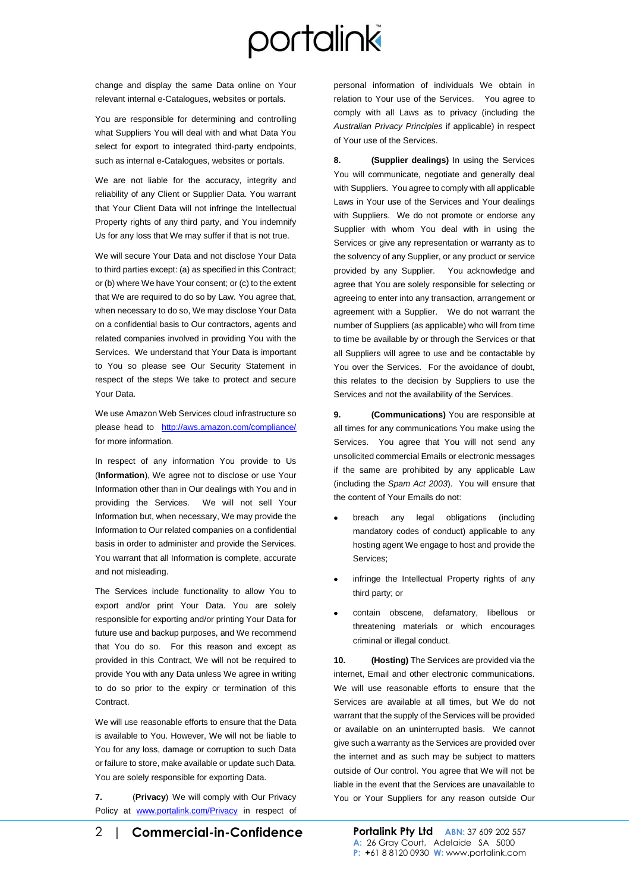change and display the same Data online on Your relevant internal e-Catalogues, websites or portals.

You are responsible for determining and controlling what Suppliers You will deal with and what Data You select for export to integrated third-party endpoints, such as internal e-Catalogues, websites or portals.

We are not liable for the accuracy, integrity and reliability of any Client or Supplier Data. You warrant that Your Client Data will not infringe the Intellectual Property rights of any third party, and You indemnify Us for any loss that We may suffer if that is not true.

We will secure Your Data and not disclose Your Data to third parties except: (a) as specified in this Contract; or (b) where We have Your consent; or (c) to the extent that We are required to do so by Law. You agree that, when necessary to do so, We may disclose Your Data on a confidential basis to Our contractors, agents and related companies involved in providing You with the Services. We understand that Your Data is important to You so please see Our Security Statement in respect of the steps We take to protect and secure Your Data.

We use Amazon Web Services cloud infrastructure so please head to [http://aws.amazon.com/compliance/](http://aws.amazon.com/compliance/) for more information.

In respect of any information You provide to Us (**Information**), We agree not to disclose or use Your Information other than in Our dealings with You and in providing the Services. We will not sell Your Information but, when necessary, We may provide the Information to Our related companies on a confidential basis in order to administer and provide the Services. You warrant that all Information is complete, accurate and not misleading.

The Services include functionality to allow You to export and/or print Your Data. You are solely responsible for exporting and/or printing Your Data for future use and backup purposes, and We recommend that You do so. For this reason and except as provided in this Contract, We will not be required to provide You with any Data unless We agree in writing to do so prior to the expiry or termination of this Contract.

We will use reasonable efforts to ensure that the Data is available to You. However, We will not be liable to You for any loss, damage or corruption to such Data or failure to store, make available or update such Data. You are solely responsible for exporting Data.

**7.** (**Privacy**) We will comply with Our Privacy Policy at [www.portalink.com/Privacy](www.portalink.com/Privacy) in respect of personal information of individuals We obtain in relation to Your use of the Services. You agree to comply with all Laws as to privacy (including the *Australian Privacy Principles* if applicable) in respect of Your use of the Services.

**8. (Supplier dealings)** In using the Services You will communicate, negotiate and generally deal with Suppliers. You agree to comply with all applicable Laws in Your use of the Services and Your dealings with Suppliers. We do not promote or endorse any Supplier with whom You deal with in using the Services or give any representation or warranty as to the solvency of any Supplier, or any product or service provided by any Supplier. You acknowledge and agree that You are solely responsible for selecting or agreeing to enter into any transaction, arrangement or agreement with a Supplier. We do not warrant the number of Suppliers (as applicable) who will from time to time be available by or through the Services or that all Suppliers will agree to use and be contactable by You over the Services. For the avoidance of doubt, this relates to the decision by Suppliers to use the Services and not the availability of the Services.

**9. (Communications)** You are responsible at all times for any communications You make using the Services. You agree that You will not send any unsolicited commercial Emails or electronic messages if the same are prohibited by any applicable Law (including the *Spam Act 2003*). You will ensure that the content of Your Emails do not:

- breach any legal obligations (including mandatory codes of conduct) applicable to any hosting agent We engage to host and provide the Services;
- infringe the Intellectual Property rights of any third party; or
- contain obscene, defamatory, libellous or threatening materials or which encourages criminal or illegal conduct.

**10. (Hosting)** The Services are provided via the internet, Email and other electronic communications. We will use reasonable efforts to ensure that the Services are available at all times, but We do not warrant that the supply of the Services will be provided or available on an uninterrupted basis. We cannot give such a warranty as the Services are provided over the internet and as such may be subject to matters outside of Our control. You agree that We will not be liable in the event that the Services are unavailable to You or Your Suppliers for any reason outside Our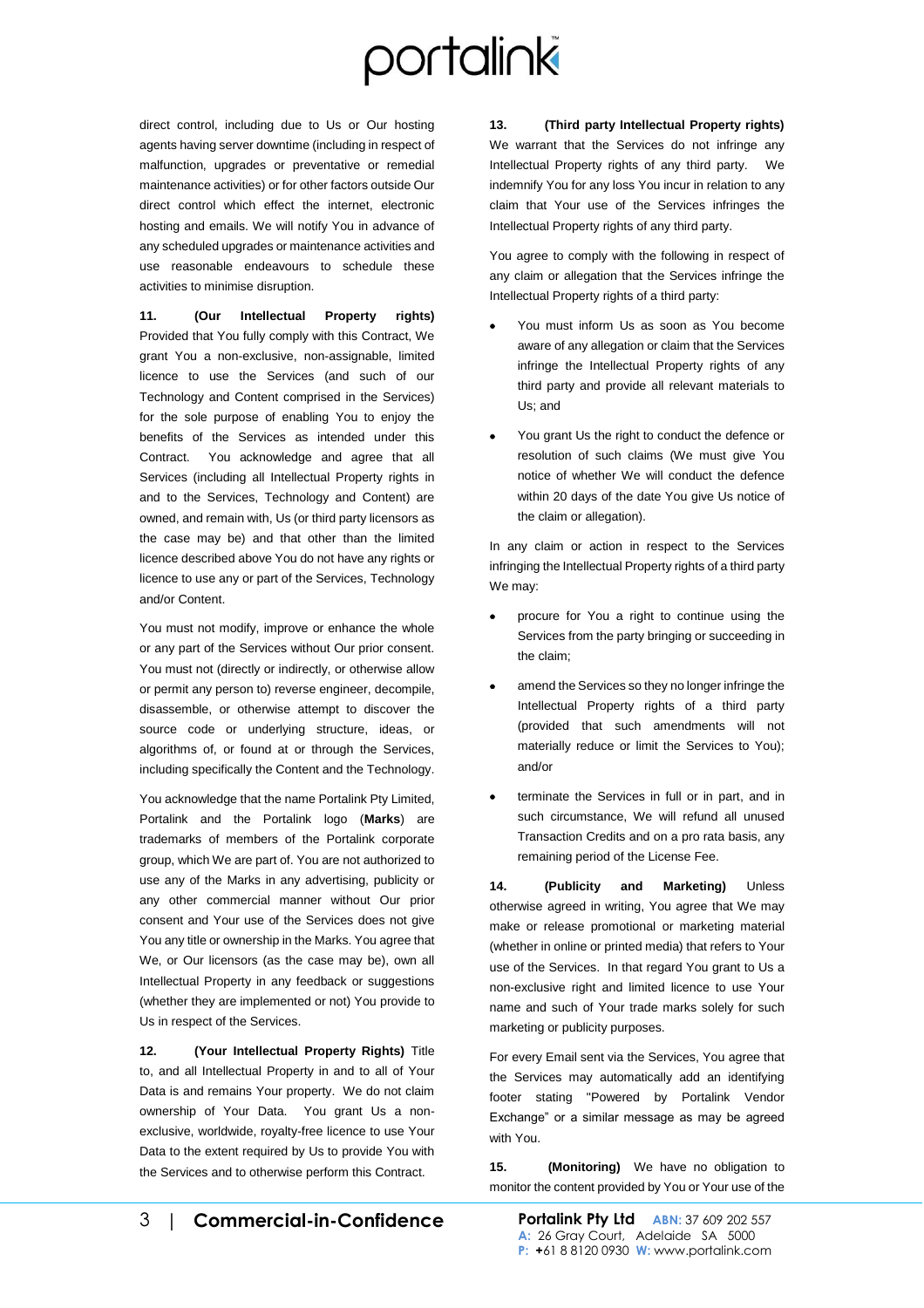direct control, including due to Us or Our hosting agents having server downtime (including in respect of malfunction, upgrades or preventative or remedial maintenance activities) or for other factors outside Our direct control which effect the internet, electronic hosting and emails. We will notify You in advance of any scheduled upgrades or maintenance activities and use reasonable endeavours to schedule these activities to minimise disruption.

**11. (Our Intellectual Property rights)** Provided that You fully comply with this Contract, We grant You a non-exclusive, non-assignable, limited licence to use the Services (and such of our Technology and Content comprised in the Services) for the sole purpose of enabling You to enjoy the benefits of the Services as intended under this Contract. You acknowledge and agree that all Services (including all Intellectual Property rights in and to the Services, Technology and Content) are owned, and remain with, Us (or third party licensors as the case may be) and that other than the limited licence described above You do not have any rights or licence to use any or part of the Services, Technology and/or Content.

You must not modify, improve or enhance the whole or any part of the Services without Our prior consent. You must not (directly or indirectly, or otherwise allow or permit any person to) reverse engineer, decompile, disassemble, or otherwise attempt to discover the source code or underlying structure, ideas, or algorithms of, or found at or through the Services, including specifically the Content and the Technology.

You acknowledge that the name Portalink Pty Limited, Portalink and the Portalink logo (**Marks**) are trademarks of members of the Portalink corporate group, which We are part of. You are not authorized to use any of the Marks in any advertising, publicity or any other commercial manner without Our prior consent and Your use of the Services does not give You any title or ownership in the Marks. You agree that We, or Our licensors (as the case may be), own all Intellectual Property in any feedback or suggestions (whether they are implemented or not) You provide to Us in respect of the Services.

**12. (Your Intellectual Property Rights)** Title to, and all Intellectual Property in and to all of Your Data is and remains Your property. We do not claim ownership of Your Data. You grant Us a non-exclusive, worldwide, royalty-free licence to use Your Data to the extent required by Us to provide You with the Services and to otherwise perform this Contract.

**13. (Third party Intellectual Property rights)** We warrant that the Services do not infringe any Intellectual Property rights of any third party. We indemnify You for any loss You incur in relation to any claim that Your use of the Services infringes the Intellectual Property rights of any third party.

You agree to comply with the following in respect of any claim or allegation that the Services infringe the Intellectual Property rights of a third party:

- You must inform Us as soon as You become aware of any allegation or claim that the Services infringe the Intellectual Property rights of any third party and provide all relevant materials to Us; and
- You grant Us the right to conduct the defence or resolution of such claims (We must give You notice of whether We will conduct the defence within 20 days of the date You give Us notice of the claim or allegation).

In any claim or action in respect to the Services infringing the Intellectual Property rights of a third party We may:

- procure for You a right to continue using the Services from the party bringing or succeeding in the claim;
- amend the Services so they no longer infringe the Intellectual Property rights of a third party (provided that such amendments will not materially reduce or limit the Services to You); and/or
- terminate the Services in full or in part, and in such circumstance, We will refund all unused Transaction Credits and on a pro rata basis, any remaining period of the License Fee.

**14. (Publicity and Marketing)** Unless otherwise agreed in writing, You agree that We may make or release promotional or marketing material (whether in online or printed media) that refers to Your use of the Services. In that regard You grant to Us a non-exclusive right and limited licence to use Your name and such of Your trade marks solely for such marketing or publicity purposes.

For every Email sent via the Services, You agree that the Services may automatically add an identifying footer stating "Powered by Portalink Vendor Exchange" or a similar message as may be agreed with You.

**15. (Monitoring)** We have no obligation to monitor the content provided by You or Your use of the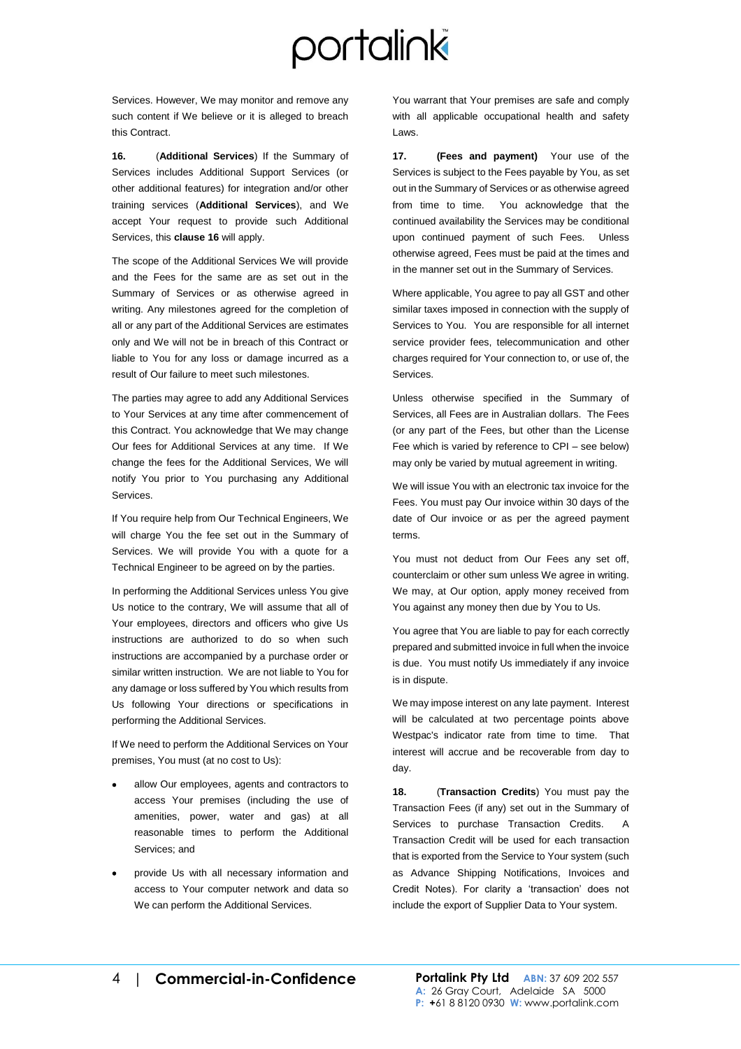Services. However, We may monitor and remove any such content if We believe or it is alleged to breach this Contract.

**16.** (**Additional Services**) If the Summary of Services includes Additional Support Services (or other additional features) for integration and/or other training services (**Additional Services**), and We accept Your request to provide such Additional Services, this **clause 16** will apply.

The scope of the Additional Services We will provide and the Fees for the same are as set out in the Summary of Services or as otherwise agreed in writing. Any milestones agreed for the completion of all or any part of the Additional Services are estimates only and We will not be in breach of this Contract or liable to You for any loss or damage incurred as a result of Our failure to meet such milestones.

The parties may agree to add any Additional Services to Your Services at any time after commencement of this Contract. You acknowledge that We may change Our fees for Additional Services at any time. If We change the fees for the Additional Services, We will notify You prior to You purchasing any Additional Services.

If You require help from Our Technical Engineers, We will charge You the fee set out in the Summary of Services. We will provide You with a quote for a Technical Engineer to be agreed on by the parties.

In performing the Additional Services unless You give Us notice to the contrary, We will assume that all of Your employees, directors and officers who give Us instructions are authorized to do so when such instructions are accompanied by a purchase order or similar written instruction. We are not liable to You for any damage or loss suffered by You which results from Us following Your directions or specifications in performing the Additional Services.

If We need to perform the Additional Services on Your premises, You must (at no cost to Us):

- allow Our employees, agents and contractors to access Your premises (including the use of amenities, power, water and gas) at all reasonable times to perform the Additional Services; and
- provide Us with all necessary information and access to Your computer network and data so We can perform the Additional Services.

You warrant that Your premises are safe and comply with all applicable occupational health and safety Laws.

**17. (Fees and payment)** Your use of the Services is subject to the Fees payable by You, as set out in the Summary of Services or as otherwise agreed from time to time. You acknowledge that the continued availability the Services may be conditional upon continued payment of such Fees. Unless otherwise agreed, Fees must be paid at the times and in the manner set out in the Summary of Services.

Where applicable, You agree to pay all GST and other similar taxes imposed in connection with the supply of Services to You. You are responsible for all internet service provider fees, telecommunication and other charges required for Your connection to, or use of, the Services.

Unless otherwise specified in the Summary of Services, all Fees are in Australian dollars. The Fees (or any part of the Fees, but other than the License Fee which is varied by reference to CPI – see below) may only be varied by mutual agreement in writing.

We will issue You with an electronic tax invoice for the Fees. You must pay Our invoice within 30 days of the date of Our invoice or as per the agreed payment terms.

You must not deduct from Our Fees any set off, counterclaim or other sum unless We agree in writing. We may, at Our option, apply money received from You against any money then due by You to Us.

You agree that You are liable to pay for each correctly prepared and submitted invoice in full when the invoice is due. You must notify Us immediately if any invoice is in dispute.

We may impose interest on any late payment. Interest will be calculated at two percentage points above Westpac's indicator rate from time to time. That interest will accrue and be recoverable from day to day.

**18.** (**Transaction Credits**) You must pay the Transaction Fees (if any) set out in the Summary of Services to purchase Transaction Credits. A Transaction Credit will be used for each transaction that is exported from the Service to Your system (such as Advance Shipping Notifications, Invoices and Credit Notes). For clarity a 'transaction' does not include the export of Supplier Data to Your system.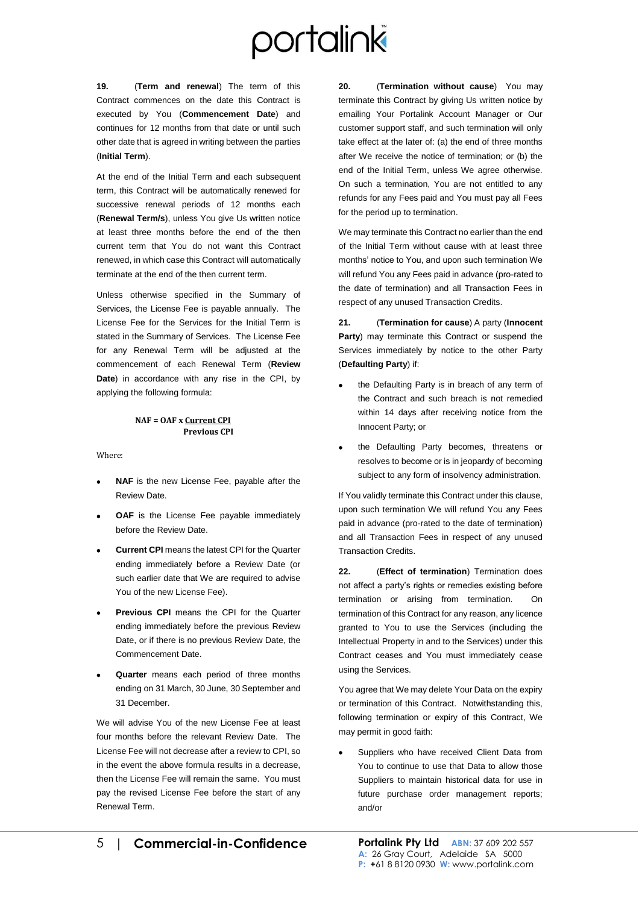**19.** (**Term and renewal**) The term of this Contract commences on the date this Contract is executed by You (**Commencement Date**) and continues for 12 months from that date or until such other date that is agreed in writing between the parties (**Initial Term**).

At the end of the Initial Term and each subsequent term, this Contract will be automatically renewed for successive renewal periods of 12 months each (**Renewal Term/s**), unless You give Us written notice at least three months before the end of the then current term that You do not want this Contract renewed, in which case this Contract will automatically terminate at the end of the then current term.

Unless otherwise specified in the Summary of Services, the License Fee is payable annually. The License Fee for the Services for the Initial Term is stated in the Summary of Services. The License Fee for any Renewal Term will be adjusted at the commencement of each Renewal Term (**Review Date**) in accordance with any rise in the CPI, by applying the following formula:

$$NAF = OAF \times \frac{\text{Current CPI}}{\text{Previous CPI}}$$

Where:

- **NAF** is the new License Fee, payable after the Review Date.
- **OAF** is the License Fee payable immediately before the Review Date.
- **Current CPI** means the latest CPI for the Quarter ending immediately before a Review Date (or such earlier date that We are required to advise You of the new License Fee).
- **Previous CPI** means the CPI for the Quarter ending immediately before the previous Review Date, or if there is no previous Review Date, the Commencement Date.
- **Quarter** means each period of three months ending on 31 March, 30 June, 30 September and 31 December.

We will advise You of the new License Fee at least four months before the relevant Review Date. The License Fee will not decrease after a review to CPI, so in the event the above formula results in a decrease, then the License Fee will remain the same. You must pay the revised License Fee before the start of any Renewal Term.

**20.** (**Termination without cause**) You may terminate this Contract by giving Us written notice by emailing Your Portalink Account Manager or Our customer support staff, and such termination will only take effect at the later of: (a) the end of three months after We receive the notice of termination; or (b) the end of the Initial Term, unless We agree otherwise. On such a termination, You are not entitled to any refunds for any Fees paid and You must pay all Fees for the period up to termination.

We may terminate this Contract no earlier than the end of the Initial Term without cause with at least three months' notice to You, and upon such termination We will refund You any Fees paid in advance (pro-rated to the date of termination) and all Transaction Fees in respect of any unused Transaction Credits.

**21.** (**Termination for cause**) A party (**Innocent Party**) may terminate this Contract or suspend the Services immediately by notice to the other Party (**Defaulting Party**) if:

- the Defaulting Party is in breach of any term of the Contract and such breach is not remedied within 14 days after receiving notice from the Innocent Party; or
- the Defaulting Party becomes, threatens or resolves to become or is in jeopardy of becoming subject to any form of insolvency administration.

If You validly terminate this Contract under this clause, upon such termination We will refund You any Fees paid in advance (pro-rated to the date of termination) and all Transaction Fees in respect of any unused Transaction Credits.

**22.** (**Effect of termination**) Termination does not affect a party's rights or remedies existing before termination or arising from termination. On termination of this Contract for any reason, any licence granted to You to use the Services (including the Intellectual Property in and to the Services) under this Contract ceases and You must immediately cease using the Services.

You agree that We may delete Your Data on the expiry or termination of this Contract. Notwithstanding this, following termination or expiry of this Contract, We may permit in good faith:

- Suppliers who have received Client Data from You to continue to use that Data to allow those Suppliers to maintain historical data for use in future purchase order management reports; and/or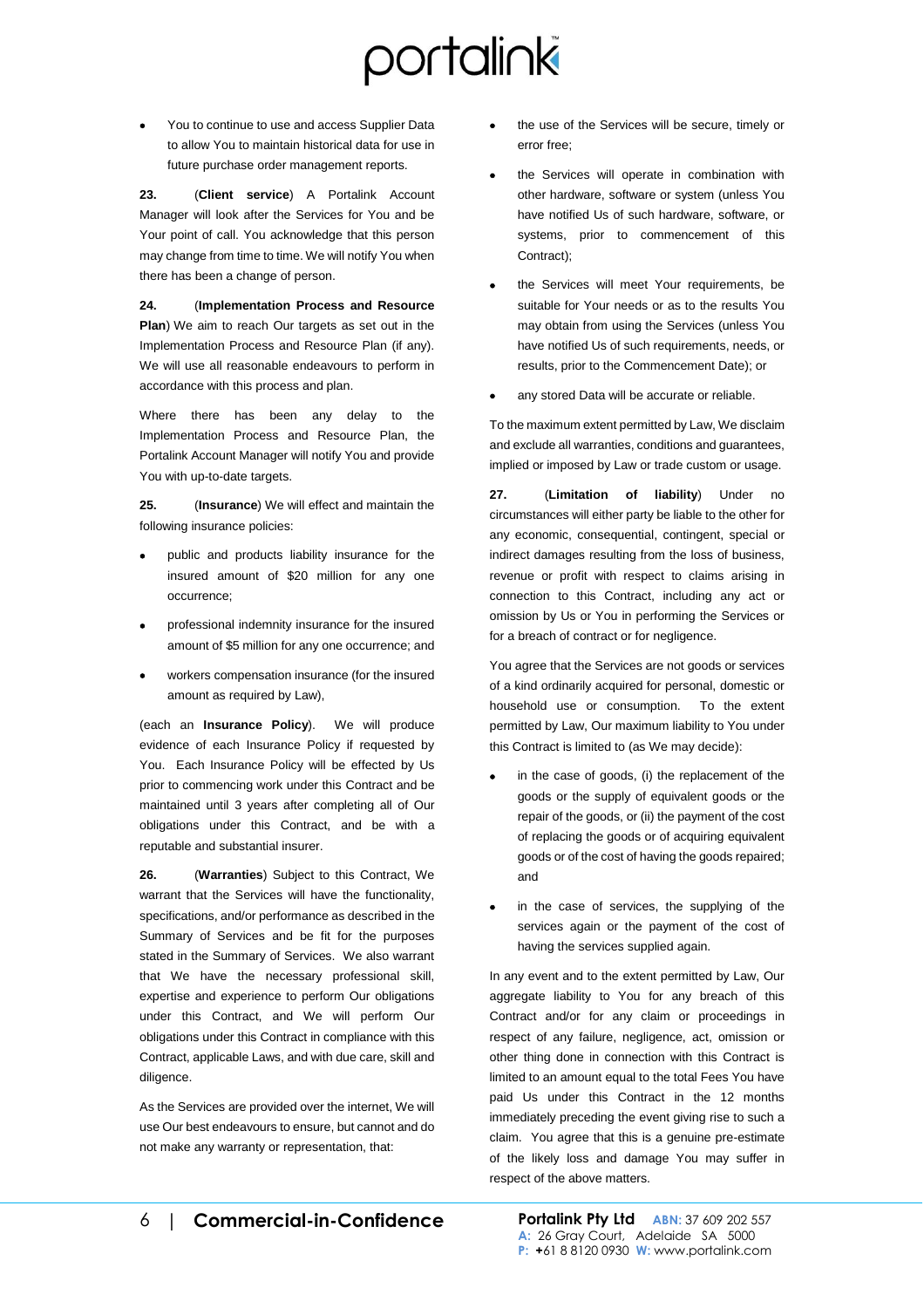- You to continue to use and access Supplier Data to allow You to maintain historical data for use in future purchase order management reports.

**23.** (**Client service**) A Portalink Account Manager will look after the Services for You and be Your point of call. You acknowledge that this person may change from time to time. We will notify You when there has been a change of person.

**24.** (**Implementation Process and Resource Plan**) We aim to reach Our targets as set out in the Implementation Process and Resource Plan (if any). We will use all reasonable endeavours to perform in accordance with this process and plan.

Where there has been any delay to the Implementation Process and Resource Plan, the Portalink Account Manager will notify You and provide You with up-to-date targets.

**25.** (**Insurance**) We will effect and maintain the following insurance policies:

- public and products liability insurance for the insured amount of $20 million for any one occurrence;
- professional indemnity insurance for the insured amount of $5 million for any one occurrence; and
- workers compensation insurance (for the insured amount as required by Law),

(each an **Insurance Policy**). We will produce evidence of each Insurance Policy if requested by You. Each Insurance Policy will be effected by Us prior to commencing work under this Contract and be maintained until 3 years after completing all of Our obligations under this Contract, and be with a reputable and substantial insurer.

**26.** (**Warranties**) Subject to this Contract, We warrant that the Services will have the functionality, specifications, and/or performance as described in the Summary of Services and be fit for the purposes stated in the Summary of Services. We also warrant that We have the necessary professional skill, expertise and experience to perform Our obligations under this Contract, and We will perform Our obligations under this Contract in compliance with this Contract, applicable Laws, and with due care, skill and diligence.

As the Services are provided over the internet, We will use Our best endeavours to ensure, but cannot and do not make any warranty or representation, that:

- the use of the Services will be secure, timely or error free;
- the Services will operate in combination with other hardware, software or system (unless You have notified Us of such hardware, software, or systems, prior to commencement of this Contract);
- the Services will meet Your requirements, be suitable for Your needs or as to the results You may obtain from using the Services (unless You have notified Us of such requirements, needs, or results, prior to the Commencement Date); or
- any stored Data will be accurate or reliable.

To the maximum extent permitted by Law, We disclaim and exclude all warranties, conditions and guarantees, implied or imposed by Law or trade custom or usage.

**27.** (**Limitation of liability**) Under no circumstances will either party be liable to the other for any economic, consequential, contingent, special or indirect damages resulting from the loss of business, revenue or profit with respect to claims arising in connection to this Contract, including any act or omission by Us or You in performing the Services or for a breach of contract or for negligence.

You agree that the Services are not goods or services of a kind ordinarily acquired for personal, domestic or household use or consumption. To the extent permitted by Law, Our maximum liability to You under this Contract is limited to (as We may decide):

- in the case of goods, (i) the replacement of the goods or the supply of equivalent goods or the repair of the goods, or (ii) the payment of the cost of replacing the goods or of acquiring equivalent goods or of the cost of having the goods repaired; and
- in the case of services, the supplying of the services again or the payment of the cost of having the services supplied again.

In any event and to the extent permitted by Law, Our aggregate liability to You for any breach of this Contract and/or for any claim or proceedings in respect of any failure, negligence, act, omission or other thing done in connection with this Contract is limited to an amount equal to the total Fees You have paid Us under this Contract in the 12 months immediately preceding the event giving rise to such a claim. You agree that this is a genuine pre-estimate of the likely loss and damage You may suffer in respect of the above matters.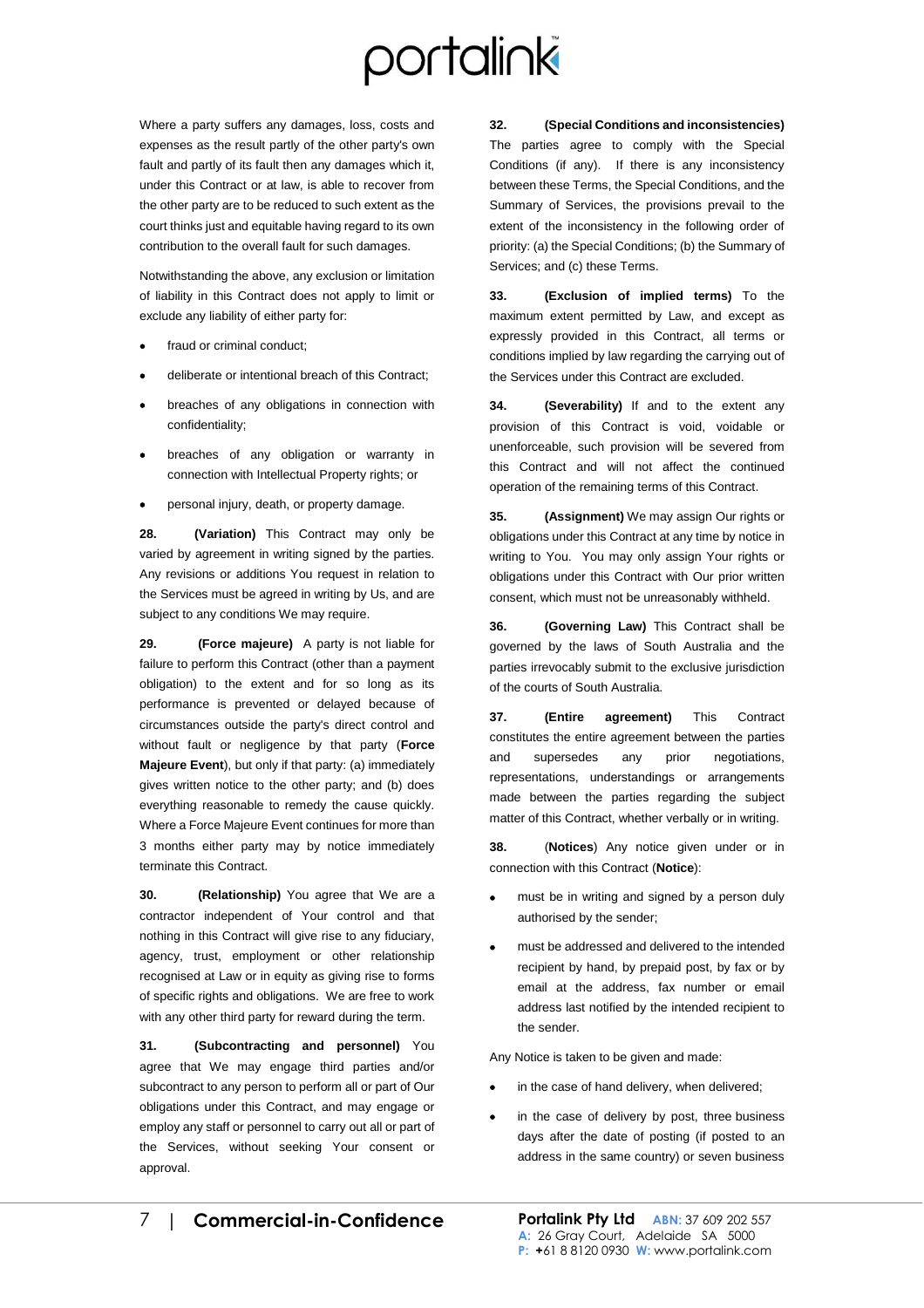Where a party suffers any damages, loss, costs and expenses as the result partly of the other party's own fault and partly of its fault then any damages which it, under this Contract or at law, is able to recover from the other party are to be reduced to such extent as the court thinks just and equitable having regard to its own contribution to the overall fault for such damages.

Notwithstanding the above, any exclusion or limitation of liability in this Contract does not apply to limit or exclude any liability of either party for:

- fraud or criminal conduct;
- deliberate or intentional breach of this Contract;
- breaches of any obligations in connection with confidentiality;
- breaches of any obligation or warranty in connection with Intellectual Property rights; or
- personal injury, death, or property damage.

**28. (Variation)** This Contract may only be varied by agreement in writing signed by the parties. Any revisions or additions You request in relation to the Services must be agreed in writing by Us, and are subject to any conditions We may require.

**29. (Force majeure)** A party is not liable for failure to perform this Contract (other than a payment obligation) to the extent and for so long as its performance is prevented or delayed because of circumstances outside the party's direct control and without fault or negligence by that party (**Force Majeure Event**), but only if that party: (a) immediately gives written notice to the other party; and (b) does everything reasonable to remedy the cause quickly. Where a Force Majeure Event continues for more than 3 months either party may by notice immediately terminate this Contract.

**30. (Relationship)** You agree that We are a contractor independent of Your control and that nothing in this Contract will give rise to any fiduciary, agency, trust, employment or other relationship recognised at Law or in equity as giving rise to forms of specific rights and obligations. We are free to work with any other third party for reward during the term.

**31. (Subcontracting and personnel)** You agree that We may engage third parties and/or subcontract to any person to perform all or part of Our obligations under this Contract, and may engage or employ any staff or personnel to carry out all or part of the Services, without seeking Your consent or approval.

**32. (Special Conditions and inconsistencies)** The parties agree to comply with the Special Conditions (if any). If there is any inconsistency between these Terms, the Special Conditions, and the Summary of Services, the provisions prevail to the extent of the inconsistency in the following order of priority: (a) the Special Conditions; (b) the Summary of Services; and (c) these Terms.

**33. (Exclusion of implied terms)** To the maximum extent permitted by Law, and except as expressly provided in this Contract, all terms or conditions implied by law regarding the carrying out of the Services under this Contract are excluded.

**34. (Severability)** If and to the extent any provision of this Contract is void, voidable or unenforceable, such provision will be severed from this Contract and will not affect the continued operation of the remaining terms of this Contract.

**35. (Assignment)** We may assign Our rights or obligations under this Contract at any time by notice in writing to You. You may only assign Your rights or obligations under this Contract with Our prior written consent, which must not be unreasonably withheld.

**36. (Governing Law)** This Contract shall be governed by the laws of South Australia and the parties irrevocably submit to the exclusive jurisdiction of the courts of South Australia.

**37. (Entire agreement)** This Contract constitutes the entire agreement between the parties and supersedes any prior negotiations, representations, understandings or arrangements made between the parties regarding the subject matter of this Contract, whether verbally or in writing.

**38.** (**Notices**) Any notice given under or in connection with this Contract (**Notice**):

- must be in writing and signed by a person duly authorised by the sender;
- must be addressed and delivered to the intended recipient by hand, by prepaid post, by fax or by email at the address, fax number or email address last notified by the intended recipient to the sender.

Any Notice is taken to be given and made:

- in the case of hand delivery, when delivered;
- in the case of delivery by post, three business days after the date of posting (if posted to an address in the same country) or seven business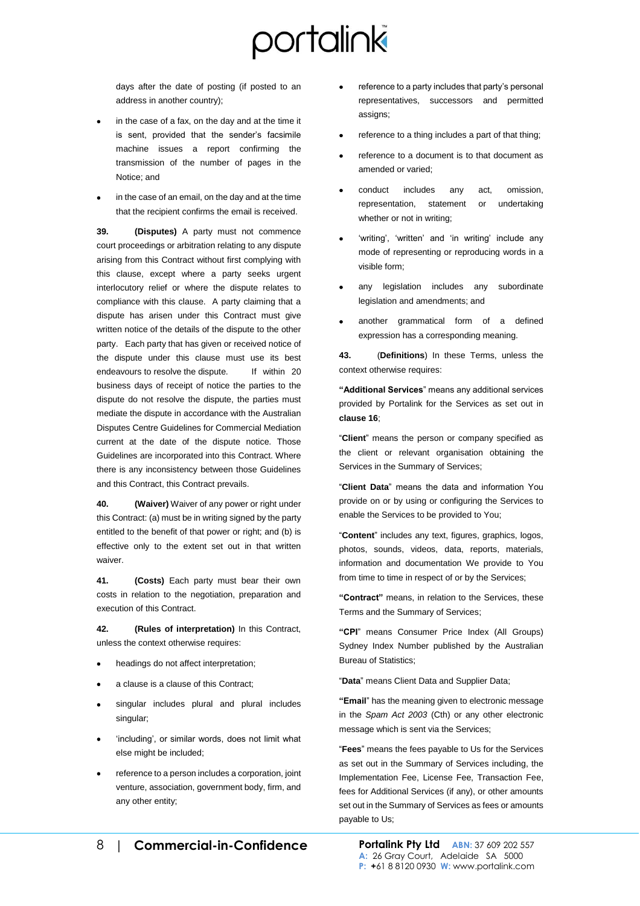days after the date of posting (if posted to an address in another country);

- in the case of a fax, on the day and at the time it is sent, provided that the sender's facsimile machine issues a report confirming the transmission of the number of pages in the Notice; and
- in the case of an email, on the day and at the time that the recipient confirms the email is received.

**39. (Disputes)** A party must not commence court proceedings or arbitration relating to any dispute arising from this Contract without first complying with this clause, except where a party seeks urgent interlocutory relief or where the dispute relates to compliance with this clause. A party claiming that a dispute has arisen under this Contract must give written notice of the details of the dispute to the other party. Each party that has given or received notice of the dispute under this clause must use its best endeavours to resolve the dispute. If within 20 business days of receipt of notice the parties to the dispute do not resolve the dispute, the parties must mediate the dispute in accordance with the Australian Disputes Centre Guidelines for Commercial Mediation current at the date of the dispute notice. Those Guidelines are incorporated into this Contract. Where there is any inconsistency between those Guidelines and this Contract, this Contract prevails.

**40. (Waiver)** Waiver of any power or right under this Contract: (a) must be in writing signed by the party entitled to the benefit of that power or right; and (b) is effective only to the extent set out in that written waiver.

**41. (Costs)** Each party must bear their own costs in relation to the negotiation, preparation and execution of this Contract.

**42. (Rules of interpretation)** In this Contract, unless the context otherwise requires:

- headings do not affect interpretation;
- a clause is a clause of this Contract;
- singular includes plural and plural includes singular;
- 'including', or similar words, does not limit what else might be included;
- reference to a person includes a corporation, joint venture, association, government body, firm, and any other entity;
- reference to a party includes that party's personal representatives, successors and permitted assigns;
- reference to a thing includes a part of that thing;
- reference to a document is to that document as amended or varied;
- conduct includes any act, omission, representation, statement or undertaking whether or not in writing;
- 'writing', 'written' and 'in writing' include any mode of representing or reproducing words in a visible form;
- any legislation includes any subordinate legislation and amendments; and
- another grammatical form of a defined expression has a corresponding meaning.

**43.** (**Definitions**) In these Terms, unless the context otherwise requires:

"**Additional Services**" means any additional services provided by Portalink for the Services as set out in **clause 16**;

"**Client**" means the person or company specified as the client or relevant organisation obtaining the Services in the Summary of Services;

"**Client Data**" means the data and information You provide on or by using or configuring the Services to enable the Services to be provided to You;

"**Content**" includes any text, figures, graphics, logos, photos, sounds, videos, data, reports, materials, information and documentation We provide to You from time to time in respect of or by the Services;

**"Contract"** means, in relation to the Services, these Terms and the Summary of Services;

"**CPI**" means Consumer Price Index (All Groups) Sydney Index Number published by the Australian Bureau of Statistics;

"**Data**" means Client Data and Supplier Data;

"**Email**" has the meaning given to electronic message in the *Spam Act 2003* (Cth) or any other electronic message which is sent via the Services;

"**Fees**" means the fees payable to Us for the Services as set out in the Summary of Services including, the Implementation Fee, License Fee, Transaction Fee, fees for Additional Services (if any), or other amounts set out in the Summary of Services as fees or amounts payable to Us;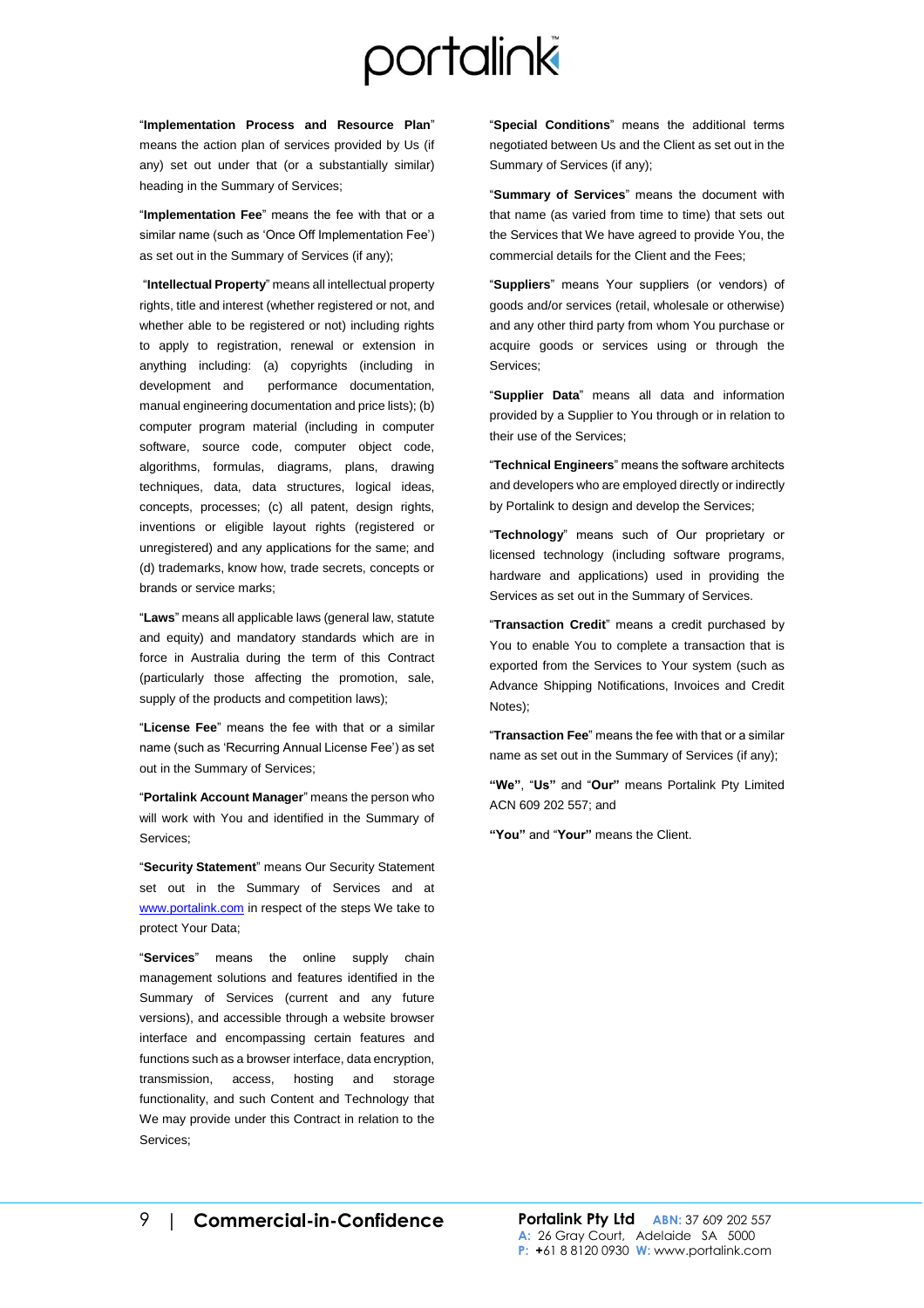"**Implementation Process and Resource Plan**" means the action plan of services provided by Us (if any) set out under that (or a substantially similar) heading in the Summary of Services;

"**Implementation Fee**" means the fee with that or a similar name (such as 'Once Off Implementation Fee') as set out in the Summary of Services (if any);

"**Intellectual Property**" means all intellectual property rights, title and interest (whether registered or not, and whether able to be registered or not) including rights to apply to registration, renewal or extension in anything including: (a) copyrights (including in development and performance documentation, manual engineering documentation and price lists); (b) computer program material (including in computer software, source code, computer object code, algorithms, formulas, diagrams, plans, drawing techniques, data, data structures, logical ideas, concepts, processes; (c) all patent, design rights, inventions or eligible layout rights (registered or unregistered) and any applications for the same; and (d) trademarks, know how, trade secrets, concepts or brands or service marks;

"**Laws**" means all applicable laws (general law, statute and equity) and mandatory standards which are in force in Australia during the term of this Contract (particularly those affecting the promotion, sale, supply of the products and competition laws);

"**License Fee**" means the fee with that or a similar name (such as 'Recurring Annual License Fee') as set out in the Summary of Services;

"**Portalink Account Manager**" means the person who will work with You and identified in the Summary of Services;

"**Security Statement**" means Our Security Statement set out in the Summary of Services and at www.portalink.com in respect of the steps We take to protect Your Data;

"**Services**" means the online supply chain management solutions and features identified in the Summary of Services (current and any future versions), and accessible through a website browser interface and encompassing certain features and functions such as a browser interface, data encryption, transmission, access, hosting and storage functionality, and such Content and Technology that We may provide under this Contract in relation to the Services;

"**Special Conditions**" means the additional terms negotiated between Us and the Client as set out in the Summary of Services (if any);

"**Summary of Services**" means the document with that name (as varied from time to time) that sets out the Services that We have agreed to provide You, the commercial details for the Client and the Fees;

"**Suppliers**" means Your suppliers (or vendors) of goods and/or services (retail, wholesale or otherwise) and any other third party from whom You purchase or acquire goods or services using or through the Services;

"**Supplier Data**" means all data and information provided by a Supplier to You through or in relation to their use of the Services;

"**Technical Engineers**" means the software architects and developers who are employed directly or indirectly by Portalink to design and develop the Services;

"**Technology**" means such of Our proprietary or licensed technology (including software programs, hardware and applications) used in providing the Services as set out in the Summary of Services.

"**Transaction Credit**" means a credit purchased by You to enable You to complete a transaction that is exported from the Services to Your system (such as Advance Shipping Notifications, Invoices and Credit Notes);

"**Transaction Fee**" means the fee with that or a similar name as set out in the Summary of Services (if any);

**"We"**, "**Us"** and "**Our"** means Portalink Pty Limited ACN 609 202 557; and

**"You"** and "**Your"** means the Client.